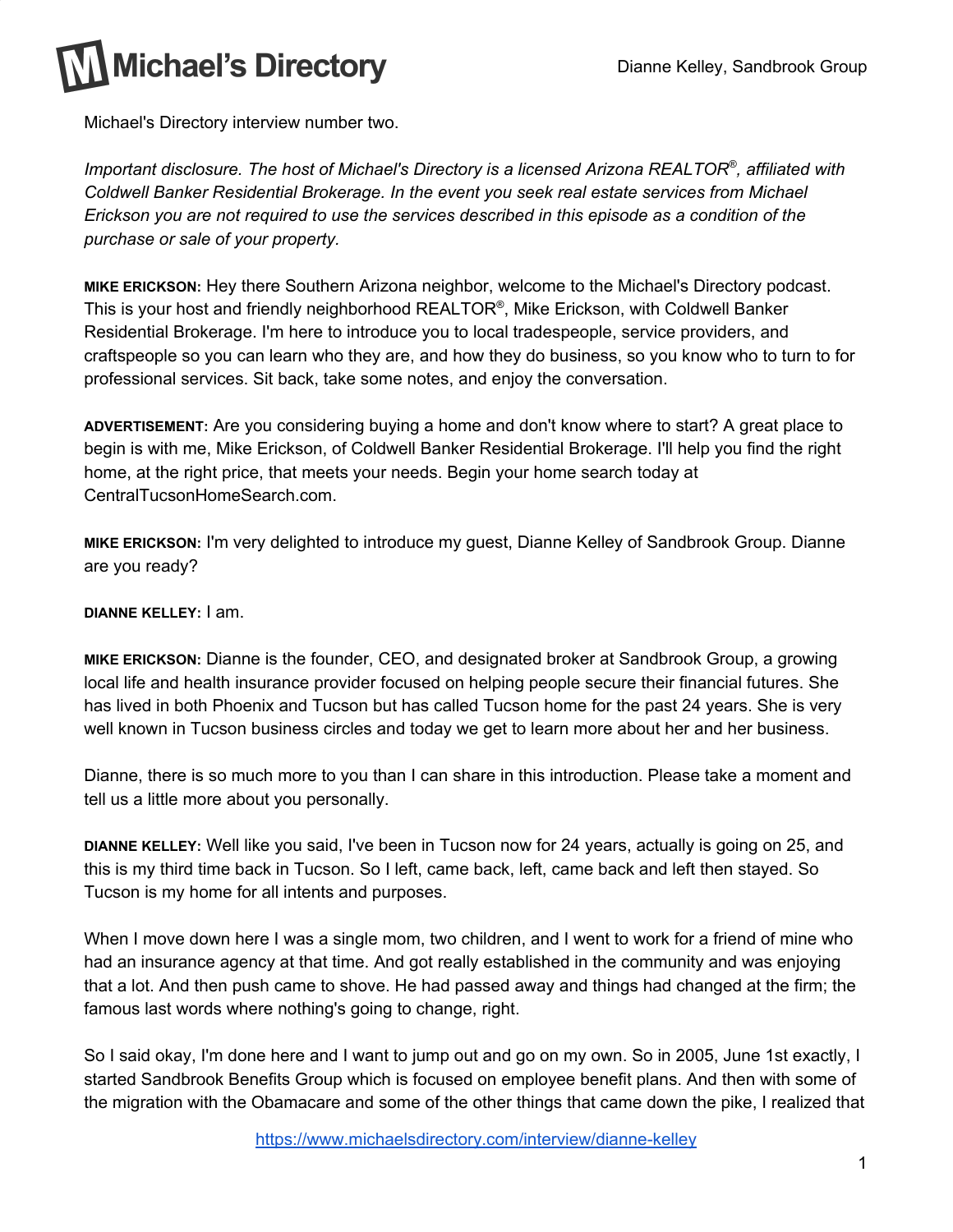Michael's Directory interview number two.

*Important disclosure. The host of Michael's Directory is a licensed Arizona REALTOR®, affiliated with Coldwell Banker Residential Brokerage. In the event you seek real estate services from Michael Erickson you are not required to use the services described in this episode as a condition of the purchase or sale of your property.*

**MIKE ERICKSON:** Hey there Southern Arizona neighbor, welcome to the Michael's Directory podcast. This is your host and friendly neighborhood REALTOR®, Mike Erickson, with Coldwell Banker Residential Brokerage. I'm here to introduce you to local tradespeople, service providers, and craftspeople so you can learn who they are, and how they do business, so you know who to turn to for professional services. Sit back, take some notes, and enjoy the conversation.

**ADVERTISEMENT:** Are you considering buying a home and don't know where to start? A great place to begin is with me, Mike Erickson, of Coldwell Banker Residential Brokerage. I'll help you find the right home, at the right price, that meets your needs. Begin your home search today at CentralTucsonHomeSearch.com.

**MIKE ERICKSON:** I'm very delighted to introduce my guest, Dianne Kelley of Sandbrook Group. Dianne are you ready?

**DIANNE KELLEY:** I am.

**MIKE ERICKSON:** Dianne is the founder, CEO, and designated broker at Sandbrook Group, a growing local life and health insurance provider focused on helping people secure their financial futures. She has lived in both Phoenix and Tucson but has called Tucson home for the past 24 years. She is very well known in Tucson business circles and today we get to learn more about her and her business.

Dianne, there is so much more to you than I can share in this introduction. Please take a moment and tell us a little more about you personally.

**DIANNE KELLEY:** Well like you said, I've been in Tucson now for 24 years, actually is going on 25, and this is my third time back in Tucson. So I left, came back, left, came back and left then stayed. So Tucson is my home for all intents and purposes.

When I move down here I was a single mom, two children, and I went to work for a friend of mine who had an insurance agency at that time. And got really established in the community and was enjoying that a lot. And then push came to shove. He had passed away and things had changed at the firm; the famous last words where nothing's going to change, right.

So I said okay, I'm done here and I want to jump out and go on my own. So in 2005, June 1st exactly, I started Sandbrook Benefits Group which is focused on employee benefit plans. And then with some of the migration with the Obamacare and some of the other things that came down the pike, I realized that

https://www.michaelsdirectory.com/interview/dianne-kelley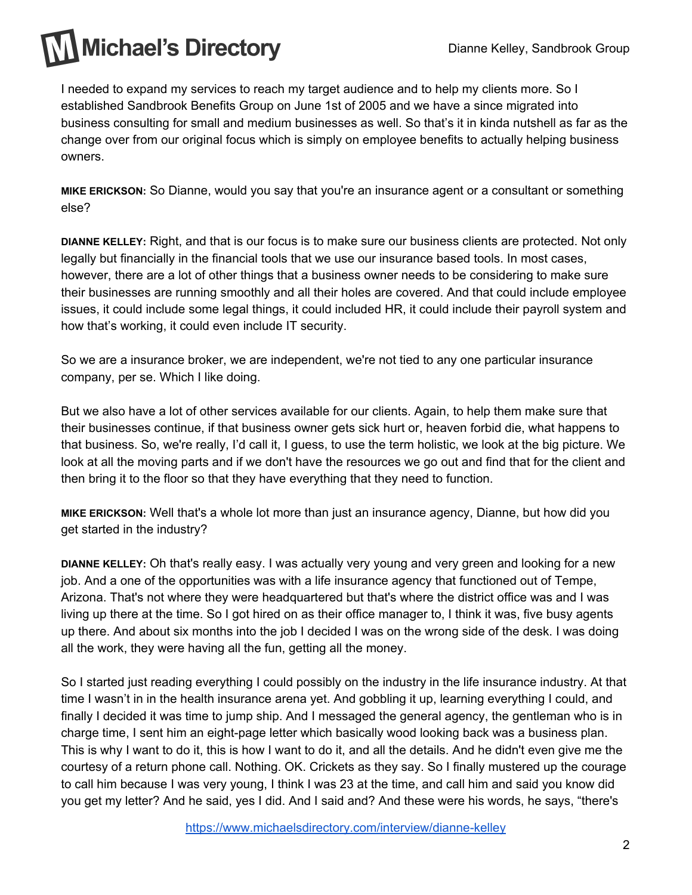I needed to expand my services to reach my target audience and to help my clients more. So I established Sandbrook Benefits Group on June 1st of 2005 and we have a since migrated into business consulting for small and medium businesses as well. So that's it in kinda nutshell as far as the change over from our original focus which is simply on employee benefits to actually helping business owners.

**MIKE ERICKSON:** So Dianne, would you say that you're an insurance agent or a consultant or something else?

**DIANNE KELLEY:** Right, and that is our focus is to make sure our business clients are protected. Not only legally but financially in the financial tools that we use our insurance based tools. In most cases, however, there are a lot of other things that a business owner needs to be considering to make sure their businesses are running smoothly and all their holes are covered. And that could include employee issues, it could include some legal things, it could included HR, it could include their payroll system and how that's working, it could even include IT security.

So we are a insurance broker, we are independent, we're not tied to any one particular insurance company, per se. Which I like doing.

But we also have a lot of other services available for our clients. Again, to help them make sure that their businesses continue, if that business owner gets sick hurt or, heaven forbid die, what happens to that business. So, we're really, I'd call it, I guess, to use the term holistic, we look at the big picture. We look at all the moving parts and if we don't have the resources we go out and find that for the client and then bring it to the floor so that they have everything that they need to function.

**MIKE ERICKSON:** Well that's a whole lot more than just an insurance agency, Dianne, but how did you get started in the industry?

**DIANNE KELLEY:** Oh that's really easy. I was actually very young and very green and looking for a new job. And a one of the opportunities was with a life insurance agency that functioned out of Tempe, Arizona. That's not where they were headquartered but that's where the district office was and I was living up there at the time. So I got hired on as their office manager to, I think it was, five busy agents up there. And about six months into the job I decided I was on the wrong side of the desk. I was doing all the work, they were having all the fun, getting all the money.

So I started just reading everything I could possibly on the industry in the life insurance industry. At that time I wasn't in in the health insurance arena yet. And gobbling it up, learning everything I could, and finally I decided it was time to jump ship. And I messaged the general agency, the gentleman who is in charge time, I sent him an eight-page letter which basically wood looking back was a business plan. This is why I want to do it, this is how I want to do it, and all the details. And he didn't even give me the courtesy of a return phone call. Nothing. OK. Crickets as they say. So I finally mustered up the courage to call him because I was very young, I think I was 23 at the time, and call him and said you know did you get my letter? And he said, yes I did. And I said and? And these were his words, he says, "there's

https://www.michaelsdirectory.com/interview/dianne-kelley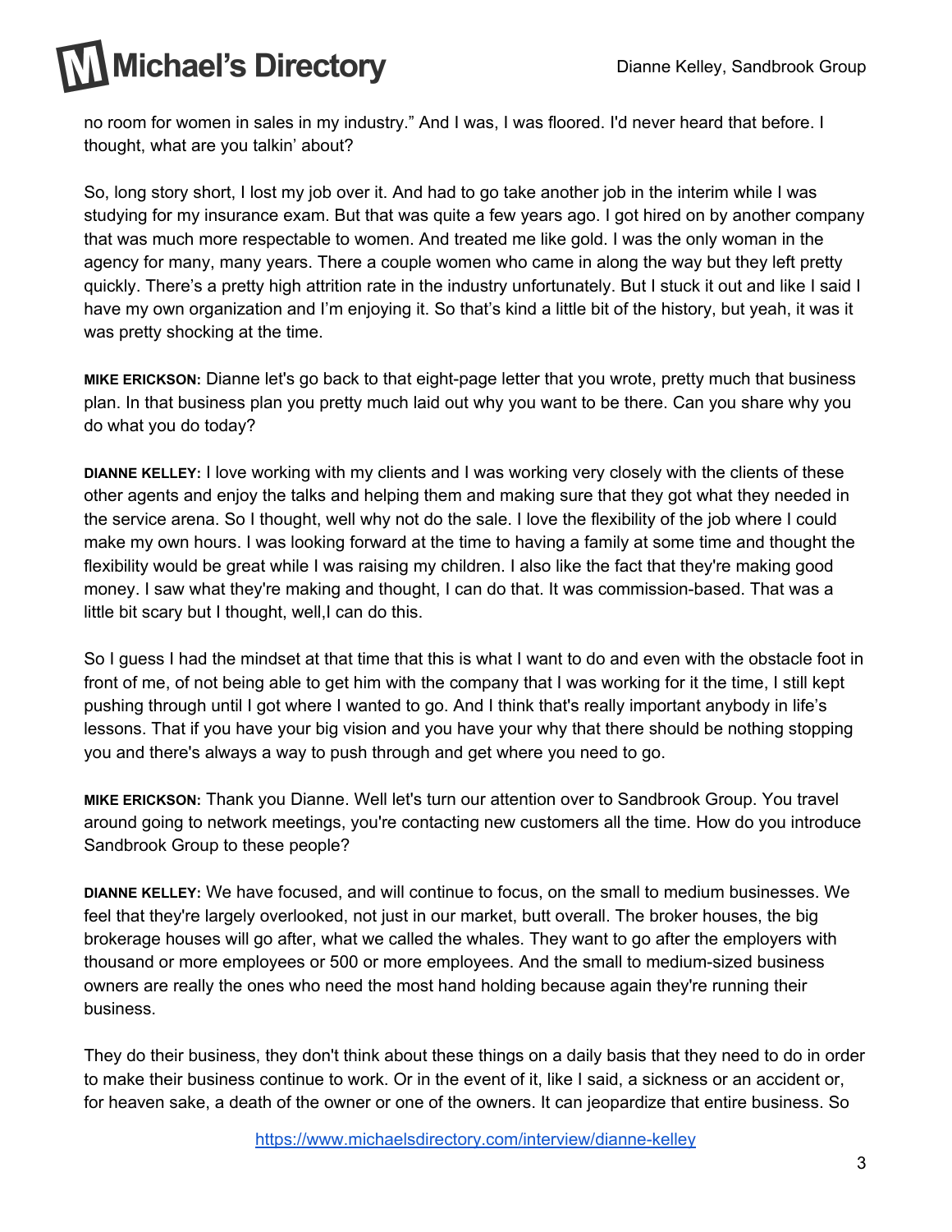no room for women in sales in my industry." And I was, I was floored. I'd never heard that before. I thought, what are you talkin' about?

So, long story short, I lost my job over it. And had to go take another job in the interim while I was studying for my insurance exam. But that was quite a few years ago. I got hired on by another company that was much more respectable to women. And treated me like gold. I was the only woman in the agency for many, many years. There a couple women who came in along the way but they left pretty quickly. There's a pretty high attrition rate in the industry unfortunately. But I stuck it out and like I said I have my own organization and I'm enjoying it. So that's kind a little bit of the history, but yeah, it was it was pretty shocking at the time.

**MIKE ERICKSON:** Dianne let's go back to that eight-page letter that you wrote, pretty much that business plan. In that business plan you pretty much laid out why you want to be there. Can you share why you do what you do today?

**DIANNE KELLEY:** I love working with my clients and I was working very closely with the clients of these other agents and enjoy the talks and helping them and making sure that they got what they needed in the service arena. So I thought, well why not do the sale. I love the flexibility of the job where I could make my own hours. I was looking forward at the time to having a family at some time and thought the flexibility would be great while I was raising my children. I also like the fact that they're making good money. I saw what they're making and thought, I can do that. It was commission-based. That was a little bit scary but I thought, well,I can do this.

So I guess I had the mindset at that time that this is what I want to do and even with the obstacle foot in front of me, of not being able to get him with the company that I was working for it the time, I still kept pushing through until I got where I wanted to go. And I think that's really important anybody in life's lessons. That if you have your big vision and you have your why that there should be nothing stopping you and there's always a way to push through and get where you need to go.

**MIKE ERICKSON:** Thank you Dianne. Well let's turn our attention over to Sandbrook Group. You travel around going to network meetings, you're contacting new customers all the time. How do you introduce Sandbrook Group to these people?

**DIANNE KELLEY:** We have focused, and will continue to focus, on the small to medium businesses. We feel that they're largely overlooked, not just in our market, butt overall. The broker houses, the big brokerage houses will go after, what we called the whales. They want to go after the employers with thousand or more employees or 500 or more employees. And the small to medium-sized business owners are really the ones who need the most hand holding because again they're running their business.

They do their business, they don't think about these things on a daily basis that they need to do in order to make their business continue to work. Or in the event of it, like I said, a sickness or an accident or, for heaven sake, a death of the owner or one of the owners. It can jeopardize that entire business. So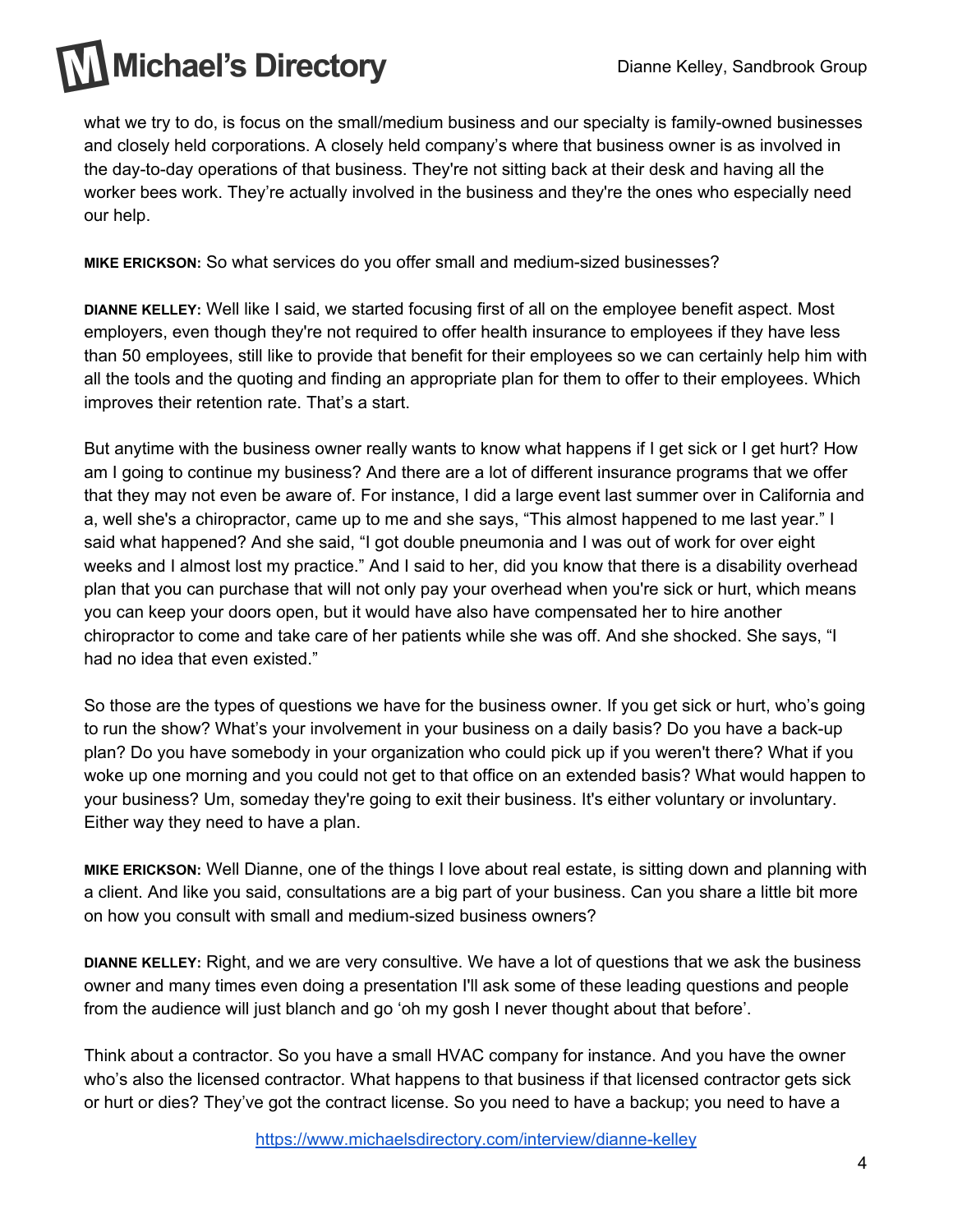what we try to do, is focus on the small/medium business and our specialty is family-owned businesses and closely held corporations. A closely held company's where that business owner is as involved in the day-to-day operations of that business. They're not sitting back at their desk and having all the worker bees work. They're actually involved in the business and they're the ones who especially need our help.

**MIKE ERICKSON:** So what services do you offer small and medium-sized businesses?

**DIANNE KELLEY:** Well like I said, we started focusing first of all on the employee benefit aspect. Most employers, even though they're not required to offer health insurance to employees if they have less than 50 employees, still like to provide that benefit for their employees so we can certainly help him with all the tools and the quoting and finding an appropriate plan for them to offer to their employees. Which improves their retention rate. That's a start.

But anytime with the business owner really wants to know what happens if I get sick or I get hurt? How am I going to continue my business? And there are a lot of different insurance programs that we offer that they may not even be aware of. For instance, I did a large event last summer over in California and a, well she's a chiropractor, came up to me and she says, "This almost happened to me last year." I said what happened? And she said, "I got double pneumonia and I was out of work for over eight weeks and I almost lost my practice." And I said to her, did you know that there is a disability overhead plan that you can purchase that will not only pay your overhead when you're sick or hurt, which means you can keep your doors open, but it would have also have compensated her to hire another chiropractor to come and take care of her patients while she was off. And she shocked. She says, "I had no idea that even existed."

So those are the types of questions we have for the business owner. If you get sick or hurt, who's going to run the show? What's your involvement in your business on a daily basis? Do you have a back-up plan? Do you have somebody in your organization who could pick up if you weren't there? What if you woke up one morning and you could not get to that office on an extended basis? What would happen to your business? Um, someday they're going to exit their business. It's either voluntary or involuntary. Either way they need to have a plan.

**MIKE ERICKSON:** Well Dianne, one of the things I love about real estate, is sitting down and planning with a client. And like you said, consultations are a big part of your business. Can you share a little bit more on how you consult with small and medium-sized business owners?

**DIANNE KELLEY:** Right, and we are very consultive. We have a lot of questions that we ask the business owner and many times even doing a presentation I'll ask some of these leading questions and people from the audience will just blanch and go 'oh my gosh I never thought about that before'.

Think about a contractor. So you have a small HVAC company for instance. And you have the owner who's also the licensed contractor. What happens to that business if that licensed contractor gets sick or hurt or dies? They've got the contract license. So you need to have a backup; you need to have a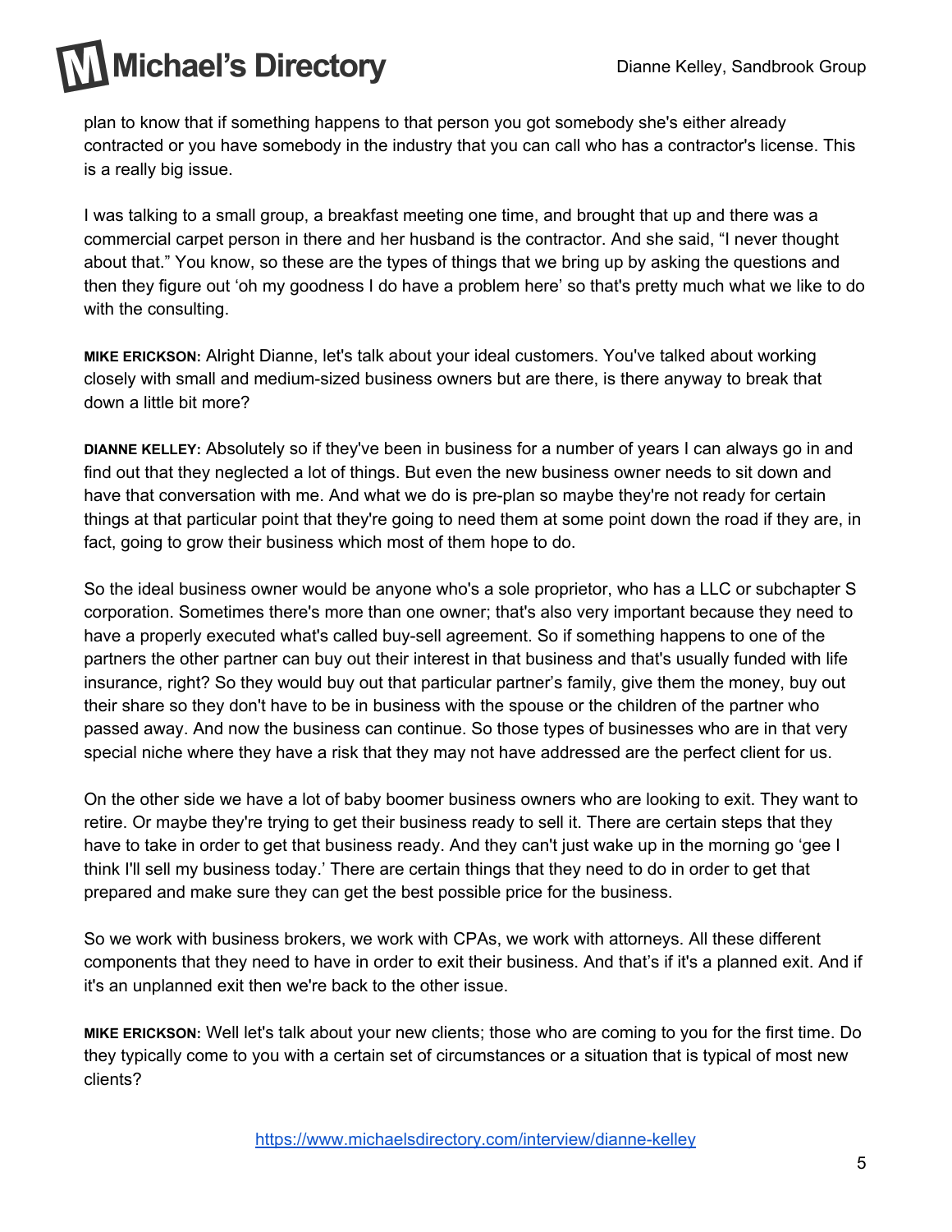plan to know that if something happens to that person you got somebody she's either already contracted or you have somebody in the industry that you can call who has a contractor's license. This is a really big issue.

I was talking to a small group, a breakfast meeting one time, and brought that up and there was a commercial carpet person in there and her husband is the contractor. And she said, "I never thought about that." You know, so these are the types of things that we bring up by asking the questions and then they figure out 'oh my goodness I do have a problem here' so that's pretty much what we like to do with the consulting.

**MIKE ERICKSON:** Alright Dianne, let's talk about your ideal customers. You've talked about working closely with small and medium-sized business owners but are there, is there anyway to break that down a little bit more?

**DIANNE KELLEY:** Absolutely so if they've been in business for a number of years I can always go in and find out that they neglected a lot of things. But even the new business owner needs to sit down and have that conversation with me. And what we do is pre-plan so maybe they're not ready for certain things at that particular point that they're going to need them at some point down the road if they are, in fact, going to grow their business which most of them hope to do.

So the ideal business owner would be anyone who's a sole proprietor, who has a LLC or subchapter S corporation. Sometimes there's more than one owner; that's also very important because they need to have a properly executed what's called buy-sell agreement. So if something happens to one of the partners the other partner can buy out their interest in that business and that's usually funded with life insurance, right? So they would buy out that particular partner's family, give them the money, buy out their share so they don't have to be in business with the spouse or the children of the partner who passed away. And now the business can continue. So those types of businesses who are in that very special niche where they have a risk that they may not have addressed are the perfect client for us.

On the other side we have a lot of baby boomer business owners who are looking to exit. They want to retire. Or maybe they're trying to get their business ready to sell it. There are certain steps that they have to take in order to get that business ready. And they can't just wake up in the morning go 'gee I think I'll sell my business today.' There are certain things that they need to do in order to get that prepared and make sure they can get the best possible price for the business.

So we work with business brokers, we work with CPAs, we work with attorneys. All these different components that they need to have in order to exit their business. And that's if it's a planned exit. And if it's an unplanned exit then we're back to the other issue.

**MIKE ERICKSON:** Well let's talk about your new clients; those who are coming to you for the first time. Do they typically come to you with a certain set of circumstances or a situation that is typical of most new clients?

https://www.michaelsdirectory.com/interview/dianne-kelley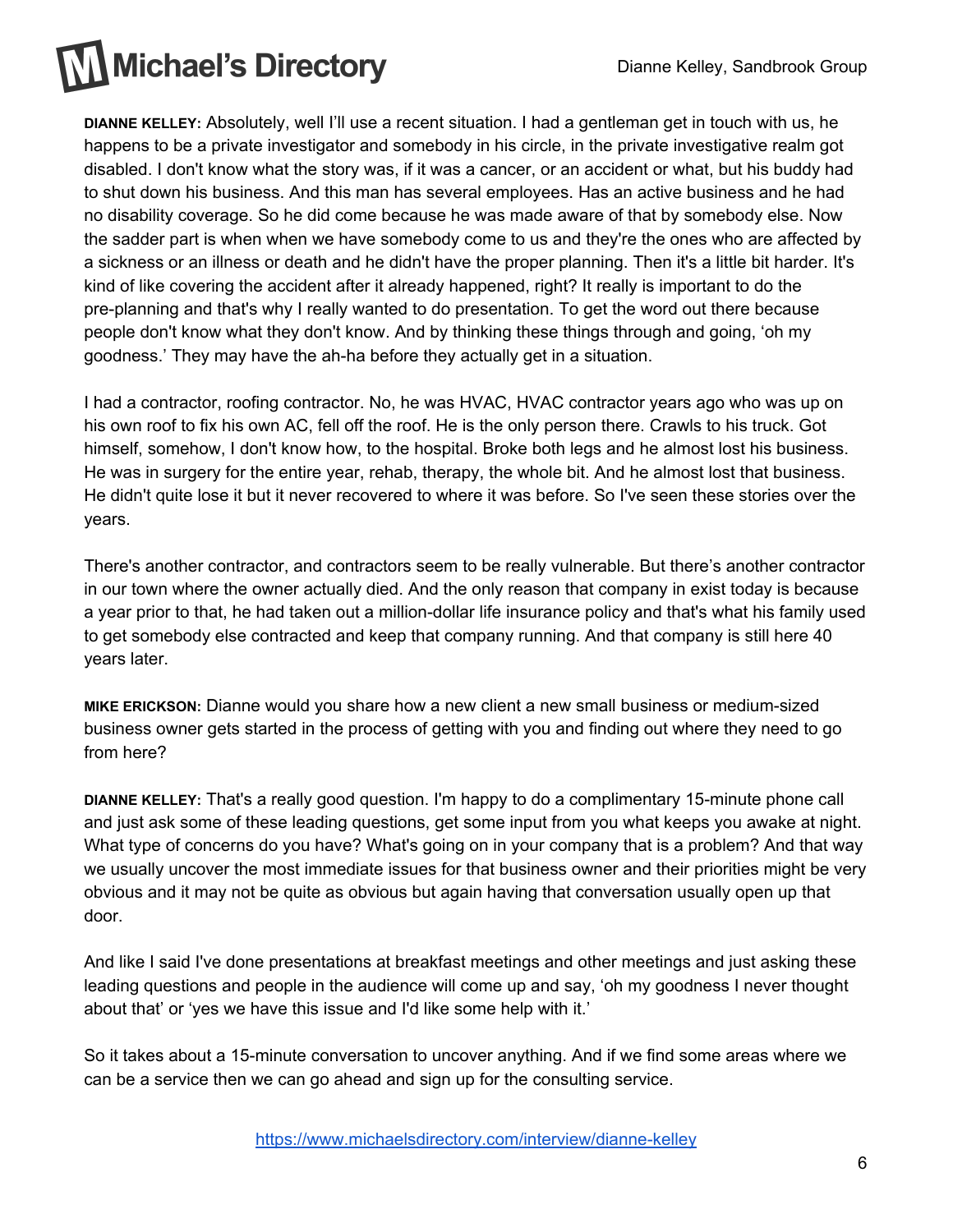**DIANNE KELLEY:** Absolutely, well I'll use a recent situation. I had a gentleman get in touch with us, he happens to be a private investigator and somebody in his circle, in the private investigative realm got disabled. I don't know what the story was, if it was a cancer, or an accident or what, but his buddy had to shut down his business. And this man has several employees. Has an active business and he had no disability coverage. So he did come because he was made aware of that by somebody else. Now the sadder part is when when we have somebody come to us and they're the ones who are affected by a sickness or an illness or death and he didn't have the proper planning. Then it's a little bit harder. It's kind of like covering the accident after it already happened, right? It really is important to do the pre-planning and that's why I really wanted to do presentation. To get the word out there because people don't know what they don't know. And by thinking these things through and going, 'oh my goodness.' They may have the ah-ha before they actually get in a situation.

I had a contractor, roofing contractor. No, he was HVAC, HVAC contractor years ago who was up on his own roof to fix his own AC, fell off the roof. He is the only person there. Crawls to his truck. Got himself, somehow, I don't know how, to the hospital. Broke both legs and he almost lost his business. He was in surgery for the entire year, rehab, therapy, the whole bit. And he almost lost that business. He didn't quite lose it but it never recovered to where it was before. So I've seen these stories over the years.

There's another contractor, and contractors seem to be really vulnerable. But there's another contractor in our town where the owner actually died. And the only reason that company in exist today is because a year prior to that, he had taken out a million-dollar life insurance policy and that's what his family used to get somebody else contracted and keep that company running. And that company is still here 40 years later.

**MIKE ERICKSON:** Dianne would you share how a new client a new small business or medium-sized business owner gets started in the process of getting with you and finding out where they need to go from here?

**DIANNE KELLEY:** That's a really good question. I'm happy to do a complimentary 15-minute phone call and just ask some of these leading questions, get some input from you what keeps you awake at night. What type of concerns do you have? What's going on in your company that is a problem? And that way we usually uncover the most immediate issues for that business owner and their priorities might be very obvious and it may not be quite as obvious but again having that conversation usually open up that door.

And like I said I've done presentations at breakfast meetings and other meetings and just asking these leading questions and people in the audience will come up and say, 'oh my goodness I never thought about that' or 'yes we have this issue and I'd like some help with it.'

So it takes about a 15-minute conversation to uncover anything. And if we find some areas where we can be a service then we can go ahead and sign up for the consulting service.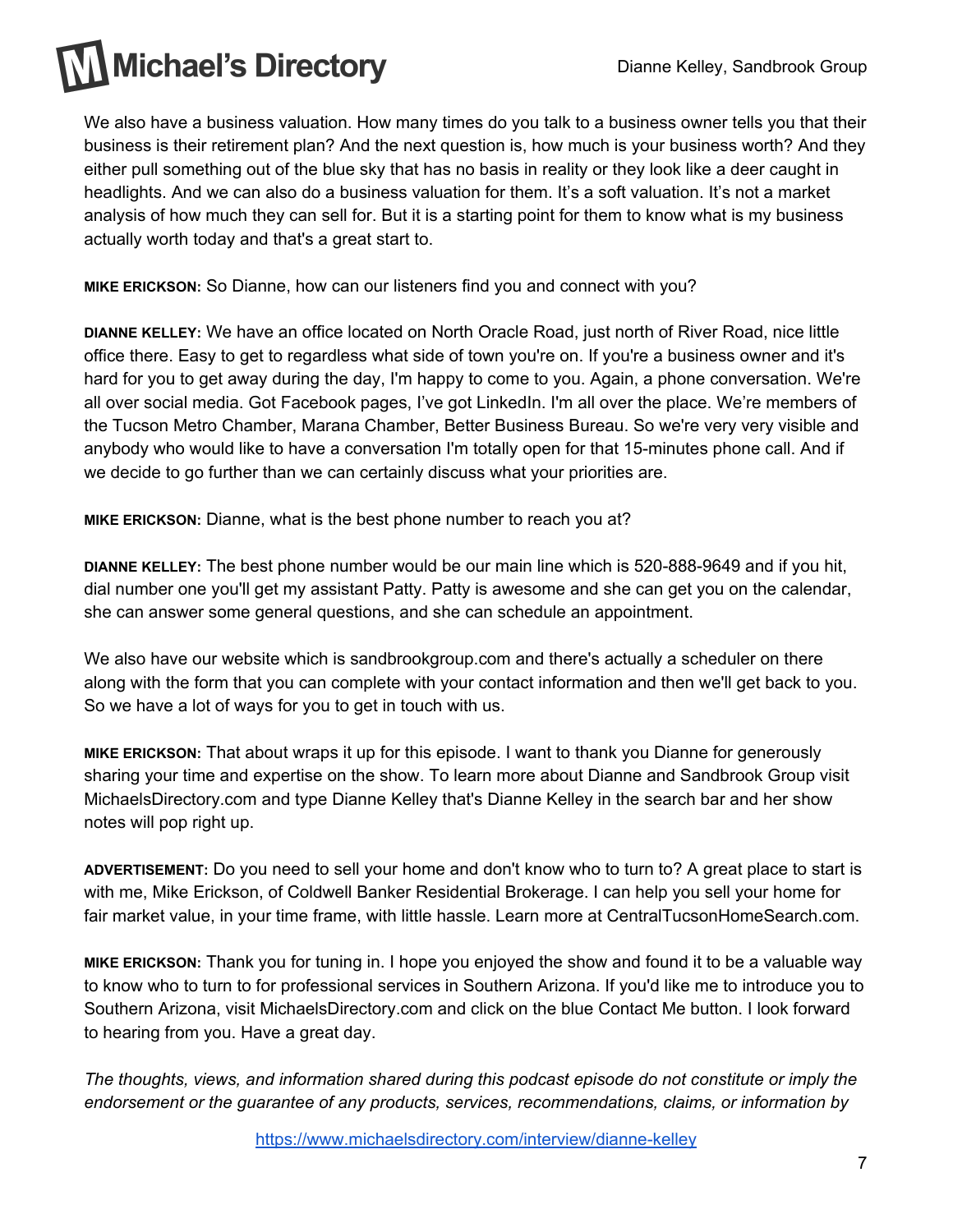We also have a business valuation. How many times do you talk to a business owner tells you that their business is their retirement plan? And the next question is, how much is your business worth? And they either pull something out of the blue sky that has no basis in reality or they look like a deer caught in headlights. And we can also do a business valuation for them. It's a soft valuation. It's not a market analysis of how much they can sell for. But it is a starting point for them to know what is my business actually worth today and that's a great start to.

**MIKE ERICKSON:** So Dianne, how can our listeners find you and connect with you?

**DIANNE KELLEY:** We have an office located on North Oracle Road, just north of River Road, nice little office there. Easy to get to regardless what side of town you're on. If you're a business owner and it's hard for you to get away during the day, I'm happy to come to you. Again, a phone conversation. We're all over social media. Got Facebook pages, I've got LinkedIn. I'm all over the place. We're members of the Tucson Metro Chamber, Marana Chamber, Better Business Bureau. So we're very very visible and anybody who would like to have a conversation I'm totally open for that 15-minutes phone call. And if we decide to go further than we can certainly discuss what your priorities are.

**MIKE ERICKSON:** Dianne, what is the best phone number to reach you at?

**DIANNE KELLEY:** The best phone number would be our main line which is 520-888-9649 and if you hit, dial number one you'll get my assistant Patty. Patty is awesome and she can get you on the calendar, she can answer some general questions, and she can schedule an appointment.

We also have our website which is sandbrookgroup.com and there's actually a scheduler on there along with the form that you can complete with your contact information and then we'll get back to you. So we have a lot of ways for you to get in touch with us.

**MIKE ERICKSON:** That about wraps it up for this episode. I want to thank you Dianne for generously sharing your time and expertise on the show. To learn more about Dianne and Sandbrook Group visit MichaelsDirectory.com and type Dianne Kelley that's Dianne Kelley in the search bar and her show notes will pop right up.

**ADVERTISEMENT:** Do you need to sell your home and don't know who to turn to? A great place to start is with me, Mike Erickson, of Coldwell Banker Residential Brokerage. I can help you sell your home for fair market value, in your time frame, with little hassle. Learn more at CentralTucsonHomeSearch.com.

**MIKE ERICKSON:** Thank you for tuning in. I hope you enjoyed the show and found it to be a valuable way to know who to turn to for professional services in Southern Arizona. If you'd like me to introduce you to Southern Arizona, visit MichaelsDirectory.com and click on the blue Contact Me button. I look forward to hearing from you. Have a great day.

*The thoughts, views, and information shared during this podcast episode do not constitute or imply the endorsement or the guarantee of any products, services, recommendations, claims, or information by*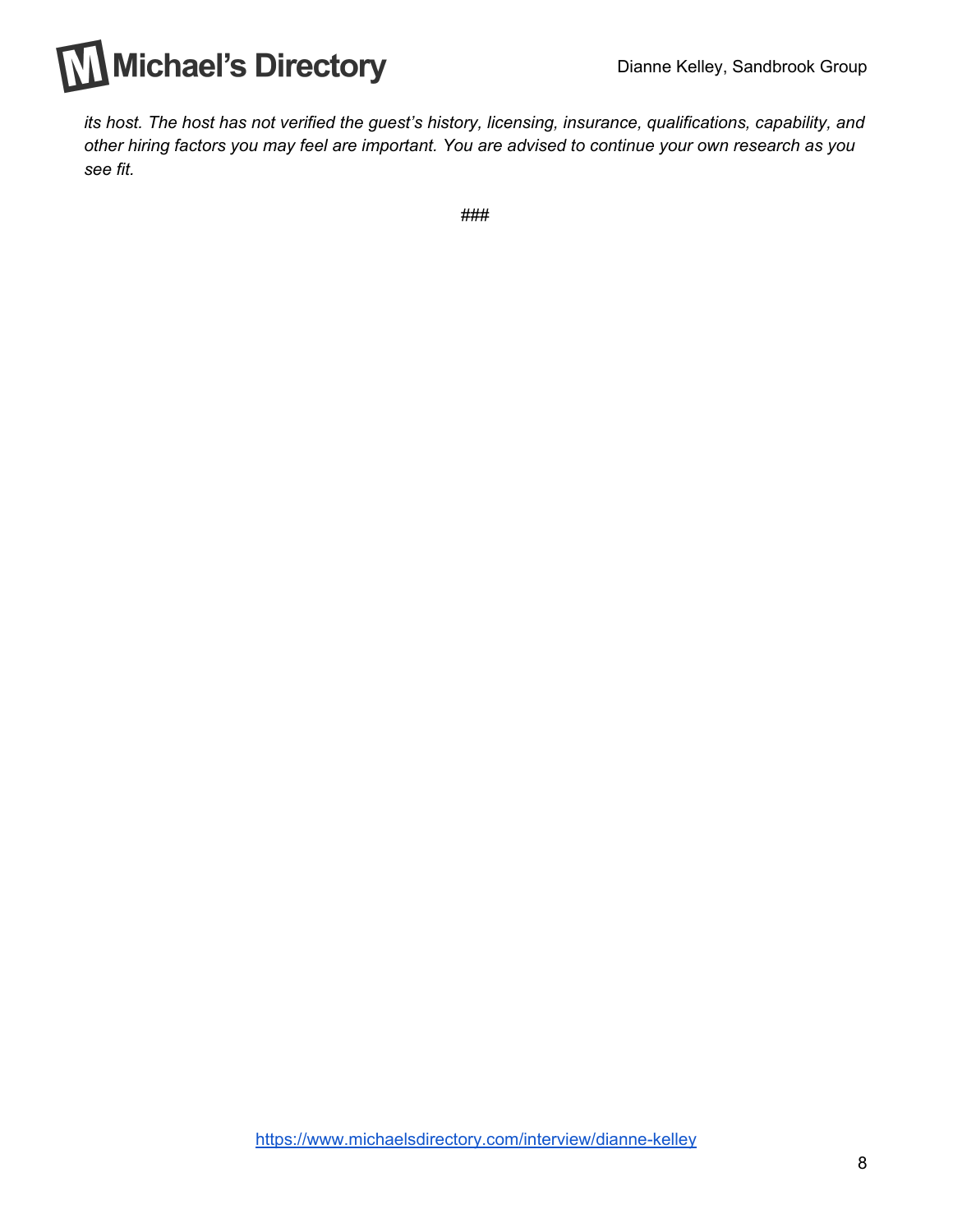*its host. The host has not verified the guest's history, licensing, insurance, qualifications, capability, and other hiring factors you may feel are important. You are advised to continue your own research as you see fit.*

###